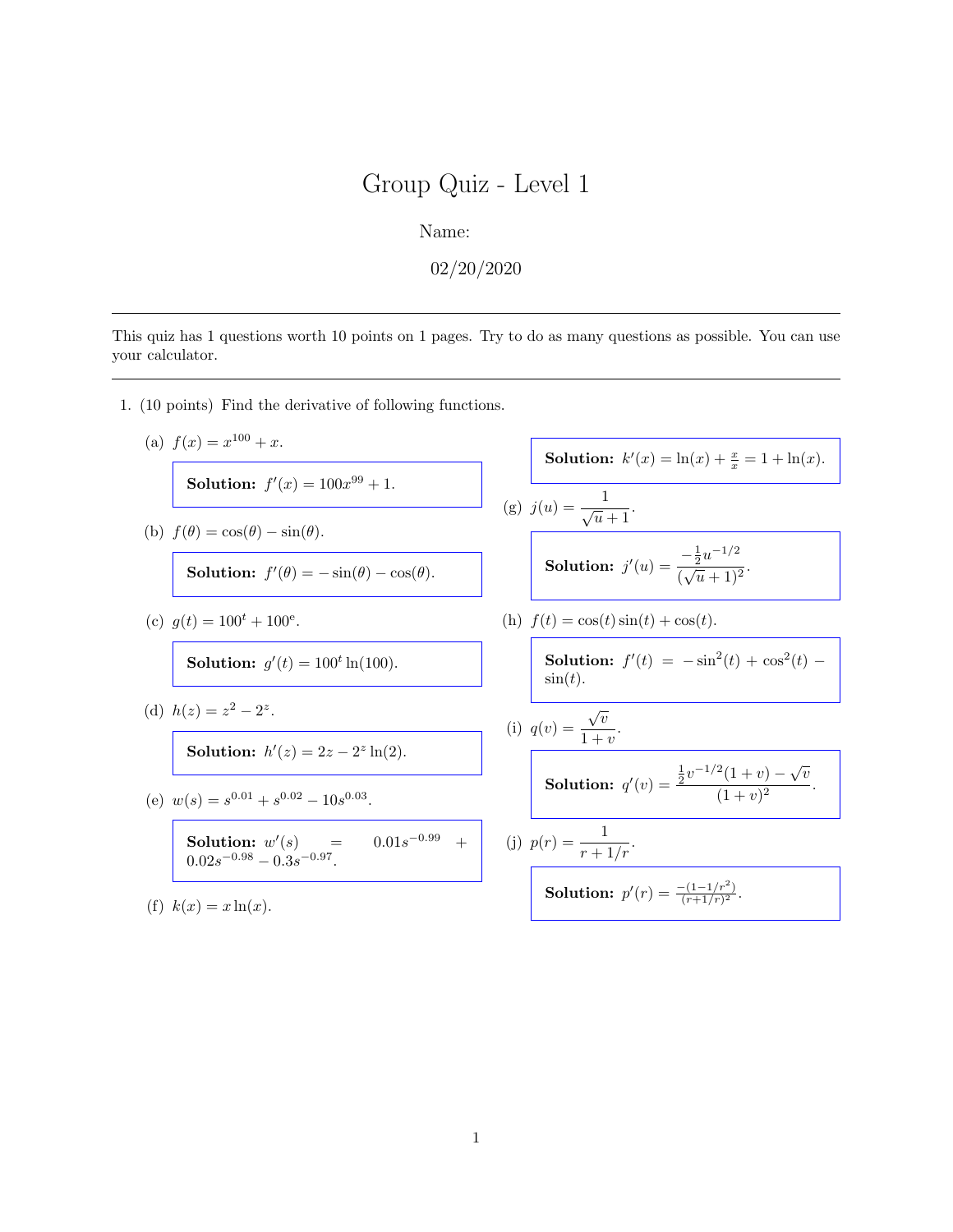# Group Quiz - Level 1

Name:

02/20/2020

---

This quiz has 1 questions worth 10 points on 1 pages. Try to do as many questions as possible. You can use your calculator.

---

1. (10 points) Find the derivative of following functions.

   (a) $f(x) = x^{100} + x$.

   **Solution:** $f'(x) = 100x^{99} + 1$.

   (b) $f(\theta) = \cos(\theta) - \sin(\theta)$.

   **Solution:** $f'(\theta) = -\sin(\theta) - \cos(\theta)$.

   (c) $g(t) = 100^t + 100^e$.

   **Solution:** $g'(t) = 100^t \ln(100)$.

   (d) $h(z) = z^2 - 2^z$.

   **Solution:** $h'(z) = 2z - 2^z \ln(2)$.

   (e) $w(s) = s^{0.01} + s^{0.02} - 10s^{0.03}$.

   **Solution:** $w'(s) = 0.01s^{-0.99} + 0.02s^{-0.98} - 0.3s^{-0.97}$.

   (f) $k(x) = x\ln(x)$.

   **Solution:** $k'(x) = \ln(x) + \frac{x}{x} = 1 + \ln(x)$.

   (g) $j(u) = \dfrac{1}{\sqrt{u}+1}$.

   **Solution:** $j'(u) = \dfrac{-\frac{1}{2}u^{-1/2}}{(\sqrt{u}+1)^2}$.

   (h) $f(t) = \cos(t)\sin(t) + \cos(t)$.

   **Solution:** $f'(t) = -\sin^2(t) + \cos^2(t) - \sin(t)$.

   (i) $q(v) = \dfrac{\sqrt{v}}{1+v}$.

   **Solution:** $q'(v) = \dfrac{\frac{1}{2}v^{-1/2}(1+v) - \sqrt{v}}{(1+v)^2}$.

   (j) $p(r) = \dfrac{1}{r + 1/r}$.

   **Solution:** $p'(r) = \frac{-(1-1/r^2)}{(r+1/r)^2}$.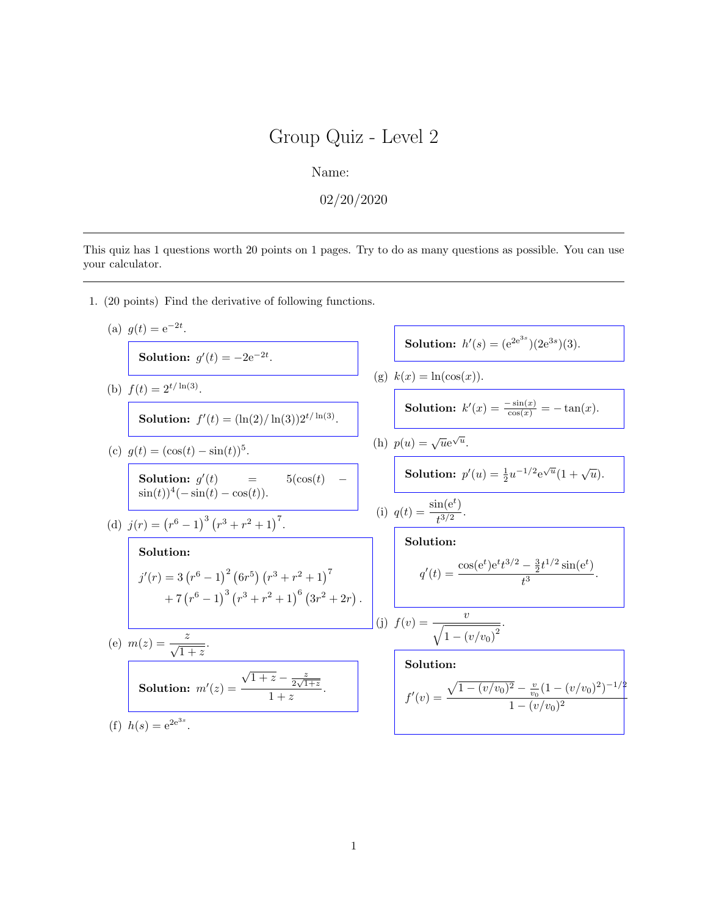# Group Quiz - Level 2

Name:

02/20/2020

---

This quiz has 1 questions worth 20 points on 1 pages. Try to do as many questions as possible. You can use your calculator.

---

1. (20 points) Find the derivative of following functions.

(a) $g(t) = \mathrm{e}^{-2t}$.

**Solution:** $g'(t) = -2\mathrm{e}^{-2t}$.

(b) $f(t) = 2^{t/\ln(3)}$.

**Solution:** $f'(t) = (\ln(2)/\ln(3))2^{t/\ln(3)}$.

(c) $g(t) = (\cos(t) - \sin(t))^5$.

**Solution:** $g'(t) = 5(\cos(t) - \sin(t))^4(-\sin(t) - \cos(t))$.

(d) $j(r) = \left(r^6 - 1\right)^3 \left(r^3 + r^2 + 1\right)^7$.

**Solution:**

$$j'(r) = 3\left(r^6 - 1\right)^2 \left(6r^5\right)\left(r^3 + r^2 + 1\right)^7 + 7\left(r^6 - 1\right)^3 \left(r^3 + r^2 + 1\right)^6 \left(3r^2 + 2r\right).$$

(e) $m(z) = \dfrac{z}{\sqrt{1+z}}$.

**Solution:** $m'(z) = \dfrac{\sqrt{1+z} - \frac{z}{2\sqrt{1+z}}}{1+z}$.

(f) $h(s) = \mathrm{e}^{2\mathrm{e}^{3s}}$.

**Solution:** $h'(s) = (\mathrm{e}^{2\mathrm{e}^{3s}})(2\mathrm{e}^{3s})(3)$.

(g) $k(x) = \ln(\cos(x))$.

**Solution:** $k'(x) = \frac{-\sin(x)}{\cos(x)} = -\tan(x)$.

(h) $p(u) = \sqrt{u}\mathrm{e}^{\sqrt{u}}$.

**Solution:** $p'(u) = \frac{1}{2}u^{-1/2}\mathrm{e}^{\sqrt{u}}(1 + \sqrt{u})$.

(i) $q(t) = \dfrac{\sin(\mathrm{e}^t)}{t^{3/2}}$.

**Solution:**

$$q'(t) = \frac{\cos(\mathrm{e}^t)\mathrm{e}^t t^{3/2} - \frac{3}{2}t^{1/2}\sin(\mathrm{e}^t)}{t^3}.$$

(j) $f(v) = \dfrac{v}{\sqrt{1 - (v/v_0)^2}}$.

**Solution:**

$$f'(v) = \frac{\sqrt{1 - (v/v_0)^2} - \frac{v}{v_0}(1 - (v/v_0)^2)^{-1/2}}{1 - (v/v_0)^2}$$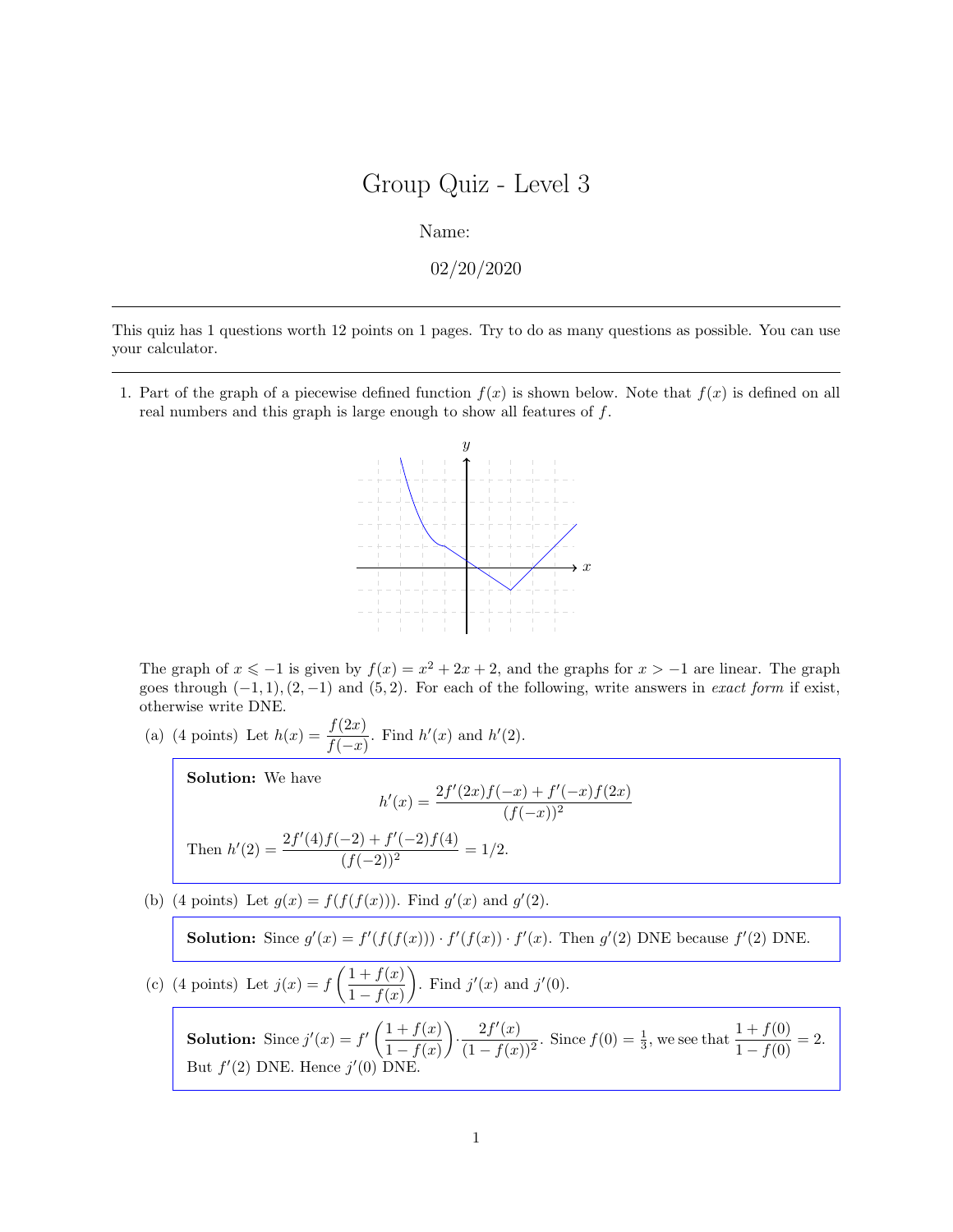# Group Quiz - Level 3

Name:

02/20/2020

---

This quiz has 1 questions worth 12 points on 1 pages. Try to do as many questions as possible. You can use your calculator.

---

1. Part of the graph of a piecewise defined function $f(x)$ is shown below. Note that $f(x)$ is defined on all real numbers and this graph is large enough to show all features of $f$.

The graph of $x \leqslant -1$ is given by $f(x) = x^2 + 2x + 2$, and the graphs for $x > -1$ are linear. The graph goes through $(-1, 1), (2, -1)$ and $(5, 2)$. For each of the following, write answers in *exact form* if exist, otherwise write DNE.

(a) (4 points) Let $h(x) = \dfrac{f(2x)}{f(-x)}$. Find $h'(x)$ and $h'(2)$.

**Solution:** We have

$$h'(x) = \frac{2f'(2x)f(-x) + f'(-x)f(2x)}{(f(-x))^2}$$

Then $h'(2) = \dfrac{2f'(4)f(-2) + f'(-2)f(4)}{(f(-2))^2} = 1/2$.

(b) (4 points) Let $g(x) = f(f(f(x)))$. Find $g'(x)$ and $g'(2)$.

**Solution:** Since $g'(x) = f'(f(f(x))) \cdot f'(f(x)) \cdot f'(x)$. Then $g'(2)$ DNE because $f'(2)$ DNE.

(c) (4 points) Let $j(x) = f\left(\dfrac{1 + f(x)}{1 - f(x)}\right)$. Find $j'(x)$ and $j'(0)$.

**Solution:** Since $j'(x) = f'\left(\dfrac{1 + f(x)}{1 - f(x)}\right) \cdot \dfrac{2f'(x)}{(1 - f(x))^2}$. Since $f(0) = \frac{1}{3}$, we see that $\dfrac{1 + f(0)}{1 - f(0)} = 2$. But $f'(2)$ DNE. Hence $j'(0)$ DNE.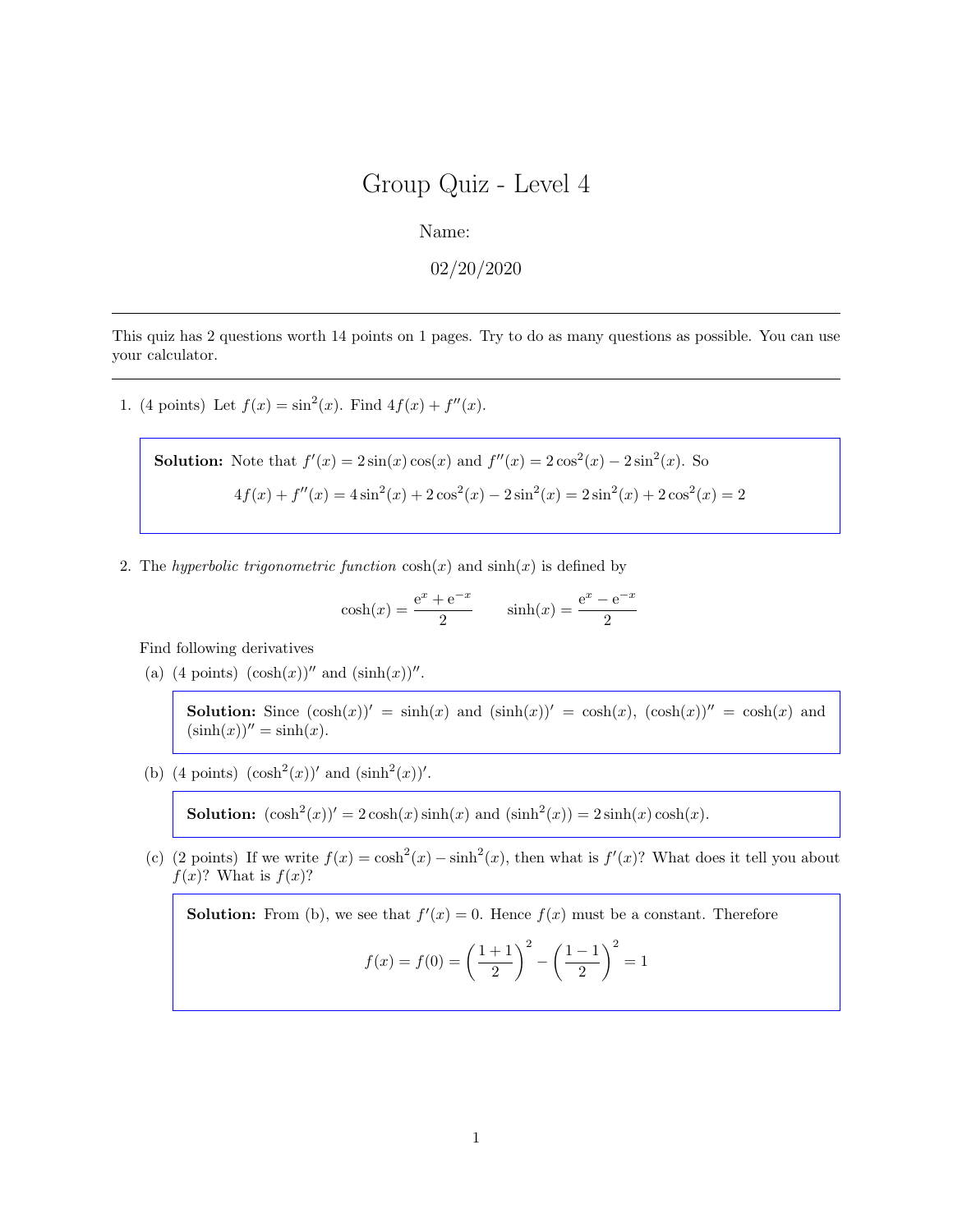# Group Quiz - Level 4

Name:

02/20/2020

---

This quiz has 2 questions worth 14 points on 1 pages. Try to do as many questions as possible. You can use your calculator.

---

1. (4 points) Let $f(x) = \sin^2(x)$. Find $4f(x) + f''(x)$.

> **Solution:** Note that $f'(x) = 2\sin(x)\cos(x)$ and $f''(x) = 2\cos^2(x) - 2\sin^2(x)$. So
>
> $$4f(x) + f''(x) = 4\sin^2(x) + 2\cos^2(x) - 2\sin^2(x) = 2\sin^2(x) + 2\cos^2(x) = 2$$

2. The *hyperbolic trigonometric function* $\cosh(x)$ and $\sinh(x)$ is defined by

$$\cosh(x) = \frac{\mathrm{e}^x + \mathrm{e}^{-x}}{2} \qquad \sinh(x) = \frac{\mathrm{e}^x - \mathrm{e}^{-x}}{2}$$

Find following derivatives

(a) (4 points) $(\cosh(x))''$ and $(\sinh(x))''$.

> **Solution:** Since $(\cosh(x))' = \sinh(x)$ and $(\sinh(x))' = \cosh(x)$, $(\cosh(x))'' = \cosh(x)$ and $(\sinh(x))'' = \sinh(x)$.

(b) (4 points) $(\cosh^2(x))'$ and $(\sinh^2(x))'$.

> **Solution:** $(\cosh^2(x))' = 2\cosh(x)\sinh(x)$ and $(\sinh^2(x)) = 2\sinh(x)\cosh(x)$.

(c) (2 points) If we write $f(x) = \cosh^2(x) - \sinh^2(x)$, then what is $f'(x)$? What does it tell you about $f(x)$? What is $f(x)$?

> **Solution:** From (b), we see that $f'(x) = 0$. Hence $f(x)$ must be a constant. Therefore
>
> $$f(x) = f(0) = \left(\frac{1+1}{2}\right)^2 - \left(\frac{1-1}{2}\right)^2 = 1$$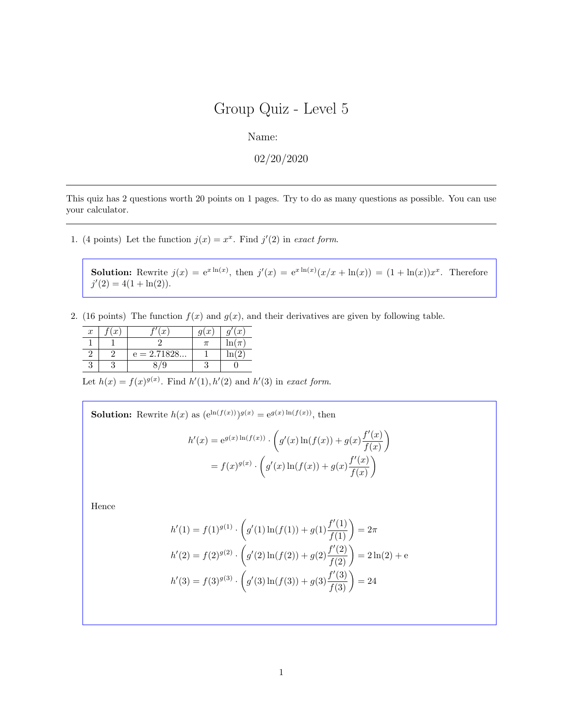# Group Quiz - Level 5

Name:

02/20/2020

---

This quiz has 2 questions worth 20 points on 1 pages. Try to do as many questions as possible. You can use your calculator.

---

1. (4 points) Let the function $j(x) = x^x$. Find $j'(2)$ in *exact form*.

> **Solution:** Rewrite $j(x) = \mathrm{e}^{x\ln(x)}$, then $j'(x) = \mathrm{e}^{x\ln(x)}(x/x + \ln(x)) = (1+\ln(x))x^x$. Therefore $j'(2) = 4(1+\ln(2))$.

2. (16 points) The function $f(x)$ and $g(x)$, and their derivatives are given by following table.

| $x$ | $f(x)$ | $f'(x)$ | $g(x)$ | $g'(x)$ |
|---|---|---|---|---|
| 1 | 1 | 2 | $\pi$ | $\ln(\pi)$ |
| 2 | 2 | $\mathrm{e} = 2.71828...$ | 1 | $\ln(2)$ |
| 3 | 3 | $8/9$ | 3 | 0 |

Let $h(x) = f(x)^{g(x)}$. Find $h'(1), h'(2)$ and $h'(3)$ in *exact form*.

> **Solution:** Rewrite $h(x)$ as $(\mathrm{e}^{\ln(f(x))})^{g(x)} = \mathrm{e}^{g(x)\ln(f(x))}$, then
>
> $$\begin{aligned} h'(x) &= \mathrm{e}^{g(x)\ln(f(x))} \cdot \left(g'(x)\ln(f(x)) + g(x)\frac{f'(x)}{f(x)}\right) \\ &= f(x)^{g(x)} \cdot \left(g'(x)\ln(f(x)) + g(x)\frac{f'(x)}{f(x)}\right) \end{aligned}$$
>
> Hence
>
> $$\begin{aligned} h'(1) &= f(1)^{g(1)} \cdot \left(g'(1)\ln(f(1)) + g(1)\frac{f'(1)}{f(1)}\right) = 2\pi \\ h'(2) &= f(2)^{g(2)} \cdot \left(g'(2)\ln(f(2)) + g(2)\frac{f'(2)}{f(2)}\right) = 2\ln(2) + \mathrm{e} \\ h'(3) &= f(3)^{g(3)} \cdot \left(g'(3)\ln(f(3)) + g(3)\frac{f'(3)}{f(3)}\right) = 24 \end{aligned}$$